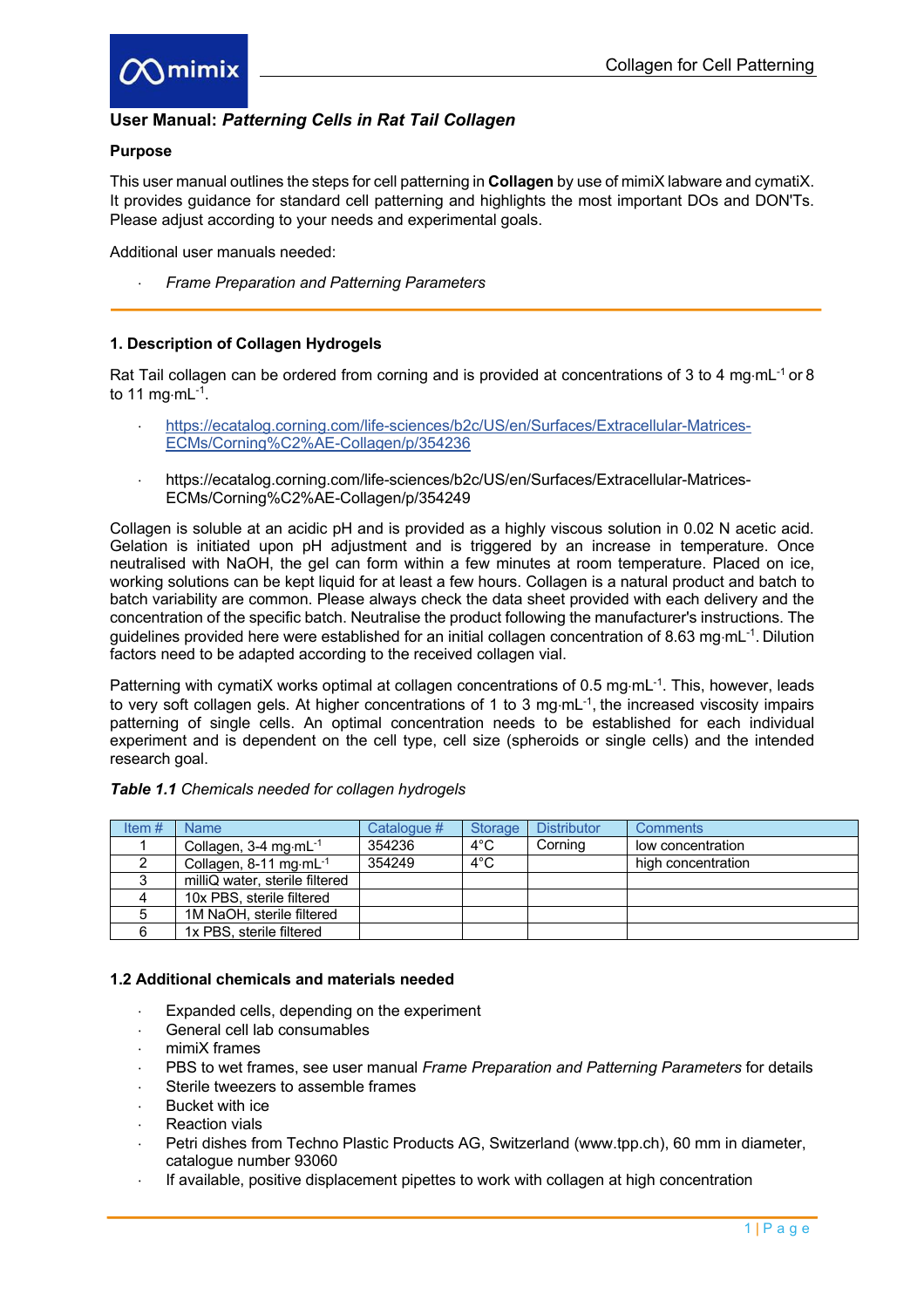# User Manual: *Patterning Cells in Rat Tail Collagen*

**Purpose**

This user manual outlines the steps for cell patterning in **Collagen** by use of mimiX labware and cymatiX. It provides guidance for standard cell patterning and highlights the most important DOs and DON'Ts. Please adjust according to your needs and experimental goals.

Additional user manuals needed:

- *Frame Preparation and Patterning Parameters*

## 1. Description of Collagen Hydrogels

Rat Tail collagen can be ordered from corning and is provided at concentrations of 3 to 4 $mg \cdot mL^{-1}$ or 8 to 11 $mg \cdot mL^{-1}$.

- https://ecatalog.corning.com/life-sciences/b2c/US/en/Surfaces/Extracellular-Matrices-ECMs/Corning%C2%AE-Collagen/p/354236
- https://ecatalog.corning.com/life-sciences/b2c/US/en/Surfaces/Extracellular-Matrices-ECMs/Corning%C2%AE-Collagen/p/354249

Collagen is soluble at an acidic pH and is provided as a highly viscous solution in 0.02 N acetic acid. Gelation is initiated upon pH adjustment and is triggered by an increase in temperature. Once neutralised with NaOH, the gel can form within a few minutes at room temperature. Placed on ice, working solutions can be kept liquid for at least a few hours. Collagen is a natural product and batch to batch variability are common. Please always check the data sheet provided with each delivery and the concentration of the specific batch. Neutralise the product following the manufacturer's instructions. The guidelines provided here were established for an initial collagen concentration of 8.63 $mg \cdot mL^{-1}$. Dilution factors need to be adapted according to the received collagen vial.

Patterning with cymatiX works optimal at collagen concentrations of 0.5 $mg \cdot mL^{-1}$. This, however, leads to very soft collagen gels. At higher concentrations of 1 to 3 $mg \cdot mL^{-1}$, the increased viscosity impairs patterning of single cells. An optimal concentration needs to be established for each individual experiment and is dependent on the cell type, cell size (spheroids or single cells) and the intended research goal.

***Table 1.1*** *Chemicals needed for collagen hydrogels*

| Item # | Name | Catalogue # | Storage | Distributor | Comments |
|---|---|---|---|---|---|
| 1 | Collagen, 3-4 $mg \cdot mL^{-1}$ | 354236 | 4°C | Corning | low concentration |
| 2 | Collagen, 8-11 $mg \cdot mL^{-1}$ | 354249 | 4°C | | high concentration |
| 3 | milliQ water, sterile filtered | | | | |
| 4 | 10x PBS, sterile filtered | | | | |
| 5 | 1M NaOH, sterile filtered | | | | |
| 6 | 1x PBS, sterile filtered | | | | |

### 1.2 Additional chemicals and materials needed

- Expanded cells, depending on the experiment
- General cell lab consumables
- mimiX frames
- PBS to wet frames, see user manual *Frame Preparation and Patterning Parameters* for details
- Sterile tweezers to assemble frames
- Bucket with ice
- Reaction vials
- Petri dishes from Techno Plastic Products AG, Switzerland (www.tpp.ch), 60 mm in diameter, catalogue number 93060
- If available, positive displacement pipettes to work with collagen at high concentration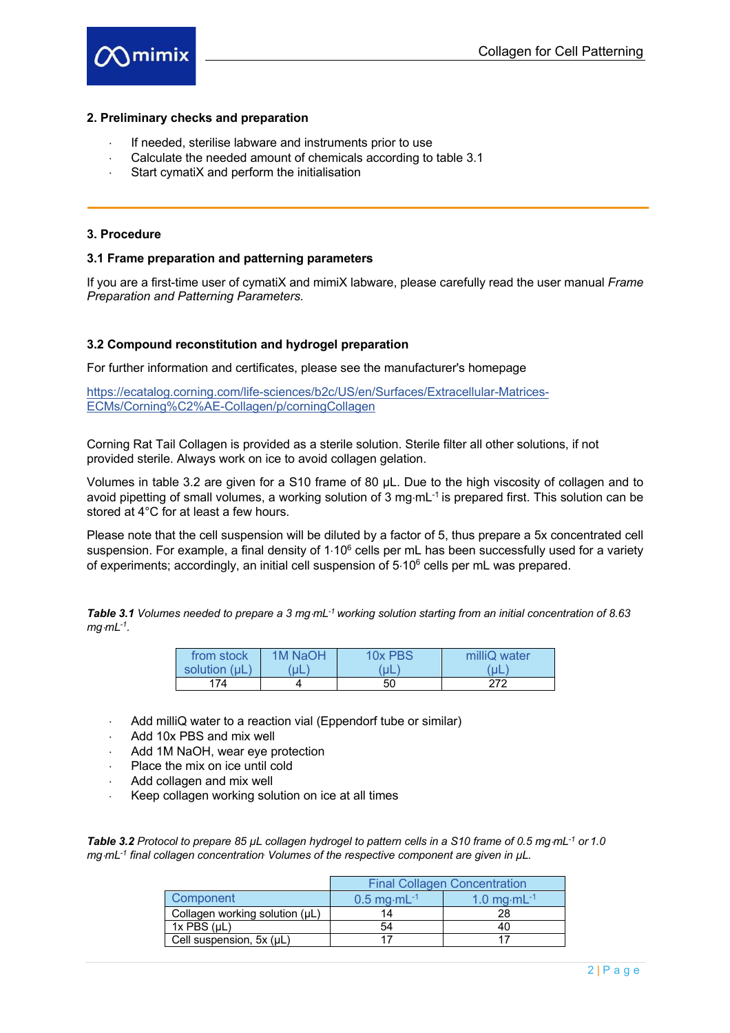## 2. Preliminary checks and preparation

- If needed, sterilise labware and instruments prior to use
- Calculate the needed amount of chemicals according to table 3.1
- Start cymatiX and perform the initialisation

## 3. Procedure

### 3.1 Frame preparation and patterning parameters

If you are a first-time user of cymatiX and mimiX labware, please carefully read the user manual *Frame Preparation and Patterning Parameters.*

### 3.2 Compound reconstitution and hydrogel preparation

For further information and certificates, please see the manufacturer's homepage

https://ecatalog.corning.com/life-sciences/b2c/US/en/Surfaces/Extracellular-Matrices-ECMs/Corning%C2%AE-Collagen/p/corningCollagen

Corning Rat Tail Collagen is provided as a sterile solution. Sterile filter all other solutions, if not provided sterile. Always work on ice to avoid collagen gelation.

Volumes in table 3.2 are given for a S10 frame of 80 µL. Due to the high viscosity of collagen and to avoid pipetting of small volumes, a working solution of 3 mg·mL$^{-1}$ is prepared first. This solution can be stored at 4°C for at least a few hours.

Please note that the cell suspension will be diluted by a factor of 5, thus prepare a 5x concentrated cell suspension. For example, a final density of $1 \cdot 10^6$ cells per mL has been successfully used for a variety of experiments; accordingly, an initial cell suspension of $5 \cdot 10^6$ cells per mL was prepared.

***Table 3.1*** *Volumes needed to prepare a 3 mg·mL$^{-1}$ working solution starting from an initial concentration of 8.63 mg·mL$^{-1}$.*

| from stock solution (µL) | 1M NaOH (µL) | 10x PBS (µL) | milliQ water (µL) |
|---|---|---|---|
| 174 | 4 | 50 | 272 |

- Add milliQ water to a reaction vial (Eppendorf tube or similar)
- Add 10x PBS and mix well
- Add 1M NaOH, wear eye protection
- Place the mix on ice until cold
- Add collagen and mix well
- Keep collagen working solution on ice at all times

***Table 3.2*** *Protocol to prepare 85 µL collagen hydrogel to pattern cells in a S10 frame of 0.5 mg·mL$^{-1}$ or 1.0 mg·mL$^{-1}$ final collagen concentration. Volumes of the respective component are given in µL.*

| | Final Collagen Concentration | |
|---|---|---|
| Component | 0.5 mg·mL$^{-1}$ | 1.0 mg·mL$^{-1}$ |
| Collagen working solution (µL) | 14 | 28 |
| 1x PBS (µL) | 54 | 40 |
| Cell suspension, 5x (µL) | 17 | 17 |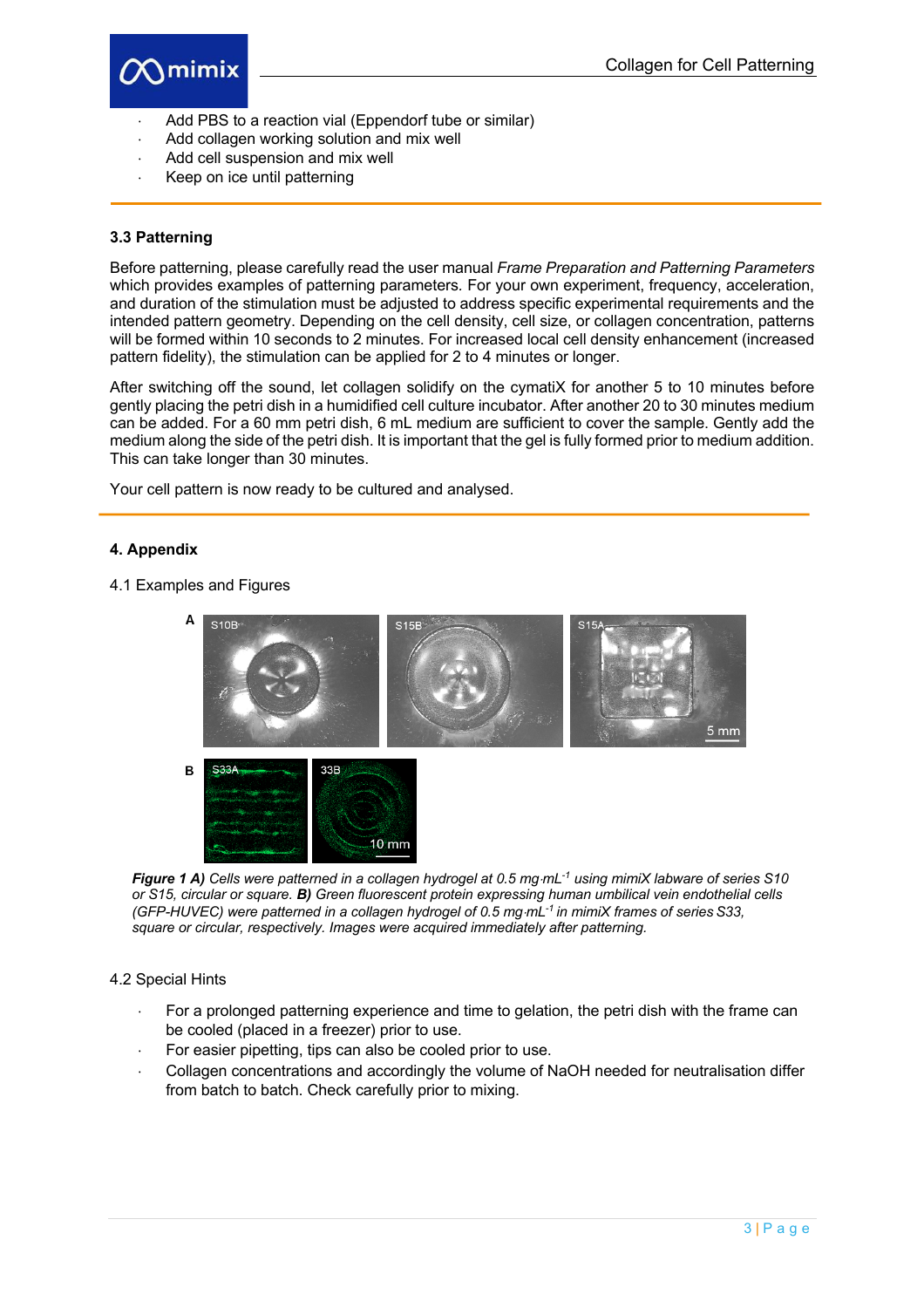- Add PBS to a reaction vial (Eppendorf tube or similar)
- Add collagen working solution and mix well
- Add cell suspension and mix well
- Keep on ice until patterning

### 3.3 Patterning

Before patterning, please carefully read the user manual *Frame Preparation and Patterning Parameters* which provides examples of patterning parameters. For your own experiment, frequency, acceleration, and duration of the stimulation must be adjusted to address specific experimental requirements and the intended pattern geometry. Depending on the cell density, cell size, or collagen concentration, patterns will be formed within 10 seconds to 2 minutes. For increased local cell density enhancement (increased pattern fidelity), the stimulation can be applied for 2 to 4 minutes or longer.

After switching off the sound, let collagen solidify on the cymatiX for another 5 to 10 minutes before gently placing the petri dish in a humidified cell culture incubator. After another 20 to 30 minutes medium can be added. For a 60 mm petri dish, 6 mL medium are sufficient to cover the sample. Gently add the medium along the side of the petri dish. It is important that the gel is fully formed prior to medium addition. This can take longer than 30 minutes.

Your cell pattern is now ready to be cultured and analysed.

## 4. Appendix

4.1 Examples and Figures

***Figure 1 A)*** *Cells were patterned in a collagen hydrogel at 0.5 mg·mL$^{-1}$ using mimiX labware of series S10 or S15, circular or square.* ***B)*** *Green fluorescent protein expressing human umbilical vein endothelial cells (GFP-HUVEC) were patterned in a collagen hydrogel of 0.5 mg·mL$^{-1}$ in mimiX frames of series S33, square or circular, respectively. Images were acquired immediately after patterning.*

4.2 Special Hints

- For a prolonged patterning experience and time to gelation, the petri dish with the frame can be cooled (placed in a freezer) prior to use.
- For easier pipetting, tips can also be cooled prior to use.
- Collagen concentrations and accordingly the volume of NaOH needed for neutralisation differ from batch to batch. Check carefully prior to mixing.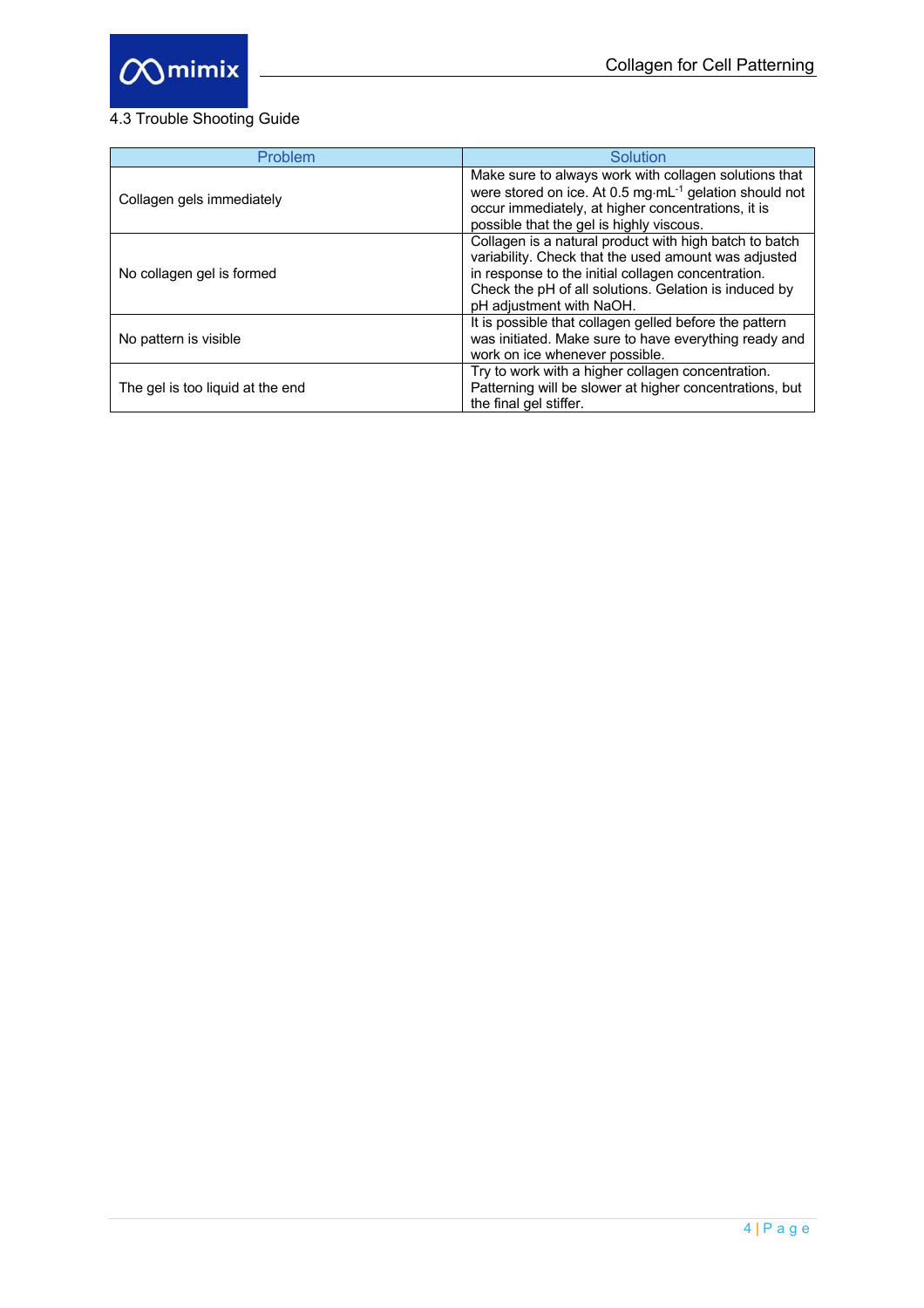### 4.3 Trouble Shooting Guide

| Problem | Solution |
|---|---|
| Collagen gels immediately | Make sure to always work with collagen solutions that were stored on ice. At 0.5 $mg{\cdot}mL^{-1}$ gelation should not occur immediately, at higher concentrations, it is possible that the gel is highly viscous. |
| No collagen gel is formed | Collagen is a natural product with high batch to batch variability. Check that the used amount was adjusted in response to the initial collagen concentration. Check the pH of all solutions. Gelation is induced by pH adjustment with NaOH. |
| No pattern is visible | It is possible that collagen gelled before the pattern was initiated. Make sure to have everything ready and work on ice whenever possible. |
| The gel is too liquid at the end | Try to work with a higher collagen concentration. Patterning will be slower at higher concentrations, but the final gel stiffer. |